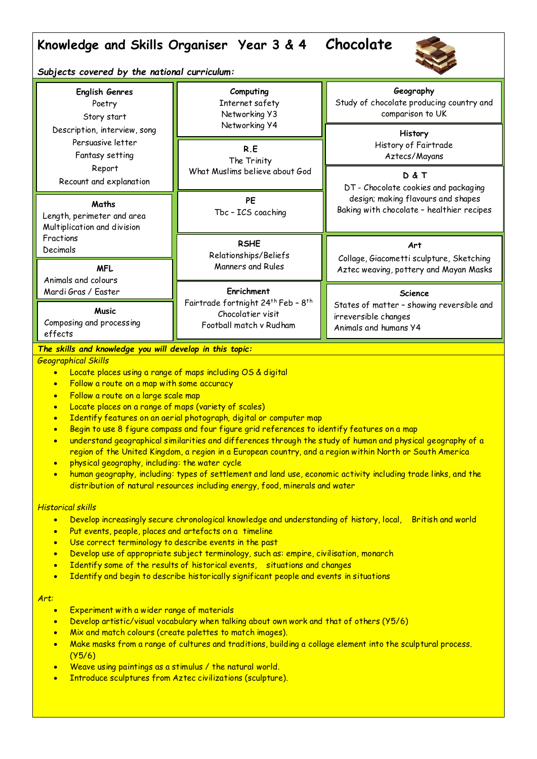# Knowledge and Skills Organiser Year 3 & 4 Chocolate

***Subjects covered by the national curriculum:***

**English Genres**
Poetry
Story start
Description, interview, song
Persuasive letter
Fantasy setting
Report
Recount and explanation

**Maths**
Length, perimeter and area
Multiplication and division
Fractions
Decimals

**MFL**
Animals and colours
Mardi Gras / Easter

**Music**
Composing and processing effects

**Computing**
Internet safety
Networking Y3
Networking Y4

**R.E**
The Trinity
What Muslims believe about God

**PE**
Tbc – ICS coaching

**RSHE**
Relationships/Beliefs
Manners and Rules

**Enrichment**
Fairtrade fortnight 24th Feb – 8th
Chocolatier visit
Football match v Rudham

**Geography**
Study of chocolate producing country and comparison to UK

**History**
History of Fairtrade
Aztecs/Mayans

**D & T**
DT - Chocolate cookies and packaging design; making flavours and shapes
Baking with chocolate – healthier recipes

**Art**
Collage, Giacometti sculpture, Sketching
Aztec weaving, pottery and Mayan Masks

**Science**
States of matter – showing reversible and irreversible changes
Animals and humans Y4

***The skills and knowledge you will develop in this topic:***

*Geographical Skills*

- Locate places using a range of maps including OS & digital
- Follow a route on a map with some accuracy
- Follow a route on a large scale map
- Locate places on a range of maps (variety of scales)
- Identify features on an aerial photograph, digital or computer map
- Begin to use 8 figure compass and four figure grid references to identify features on a map
- understand geographical similarities and differences through the study of human and physical geography of a region of the United Kingdom, a region in a European country, and a region within North or South America
- physical geography, including: the water cycle
- human geography, including: types of settlement and land use, economic activity including trade links, and the distribution of natural resources including energy, food, minerals and water

*Historical skills*

- Develop increasingly secure chronological knowledge and understanding of history, local, British and world
- Put events, people, places and artefacts on a timeline
- Use correct terminology to describe events in the past
- Develop use of appropriate subject terminology, such as: empire, civilisation, monarch
- Identify some of the results of historical events, situations and changes
- Identify and begin to describe historically significant people and events in situations

*Art:*

- Experiment with a wider range of materials
- Develop artistic/visual vocabulary when talking about own work and that of others (Y5/6)
- Mix and match colours (create palettes to match images).
- Make masks from a range of cultures and traditions, building a collage element into the sculptural process. (Y5/6)
- Weave using paintings as a stimulus / the natural world.
- Introduce sculptures from Aztec civilizations (sculpture).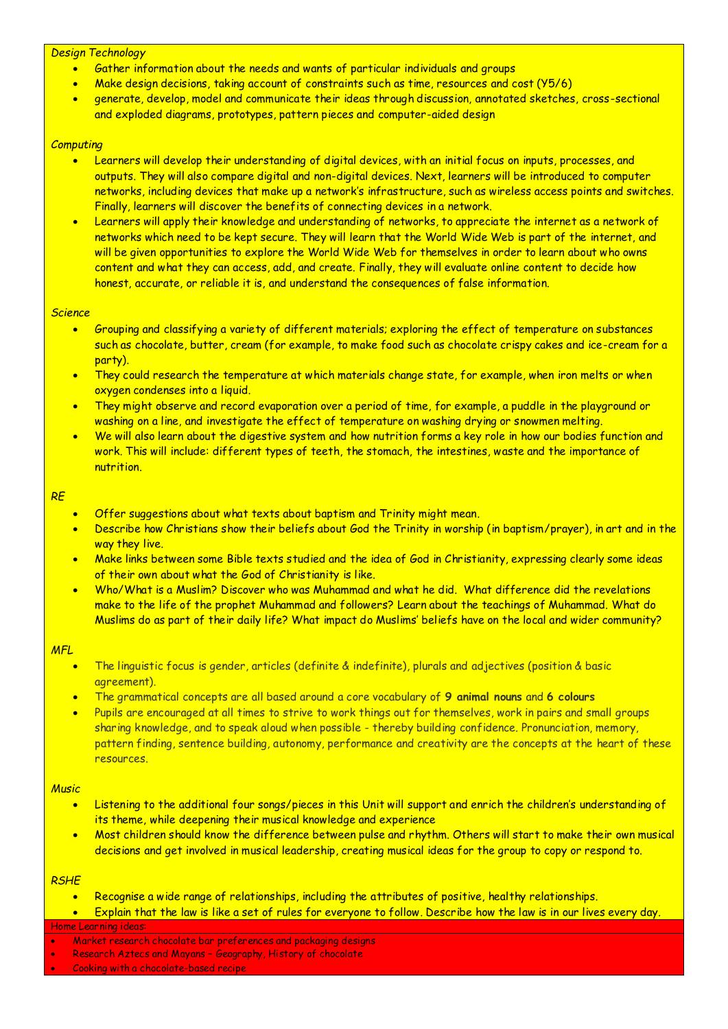*Design Technology*

- Gather information about the needs and wants of particular individuals and groups
- Make design decisions, taking account of constraints such as time, resources and cost (Y5/6)
- generate, develop, model and communicate their ideas through discussion, annotated sketches, cross-sectional and exploded diagrams, prototypes, pattern pieces and computer-aided design

*Computing*

- Learners will develop their understanding of digital devices, with an initial focus on inputs, processes, and outputs. They will also compare digital and non-digital devices. Next, learners will be introduced to computer networks, including devices that make up a network's infrastructure, such as wireless access points and switches. Finally, learners will discover the benefits of connecting devices in a network.
- Learners will apply their knowledge and understanding of networks, to appreciate the internet as a network of networks which need to be kept secure. They will learn that the World Wide Web is part of the internet, and will be given opportunities to explore the World Wide Web for themselves in order to learn about who owns content and what they can access, add, and create. Finally, they will evaluate online content to decide how honest, accurate, or reliable it is, and understand the consequences of false information.

*Science*

- Grouping and classifying a variety of different materials; exploring the effect of temperature on substances such as chocolate, butter, cream (for example, to make food such as chocolate crispy cakes and ice-cream for a party).
- They could research the temperature at which materials change state, for example, when iron melts or when oxygen condenses into a liquid.
- They might observe and record evaporation over a period of time, for example, a puddle in the playground or washing on a line, and investigate the effect of temperature on washing drying or snowmen melting.
- We will also learn about the digestive system and how nutrition forms a key role in how our bodies function and work. This will include: different types of teeth, the stomach, the intestines, waste and the importance of nutrition.

*RE*

- Offer suggestions about what texts about baptism and Trinity might mean.
- Describe how Christians show their beliefs about God the Trinity in worship (in baptism/prayer), in art and in the way they live.
- Make links between some Bible texts studied and the idea of God in Christianity, expressing clearly some ideas of their own about what the God of Christianity is like.
- Who/What is a Muslim? Discover who was Muhammad and what he did. What difference did the revelations make to the life of the prophet Muhammad and followers? Learn about the teachings of Muhammad. What do Muslims do as part of their daily life? What impact do Muslims' beliefs have on the local and wider community?

*MFL*

- The linguistic focus is gender, articles (definite & indefinite), plurals and adjectives (position & basic agreement).
- The grammatical concepts are all based around a core vocabulary of **9 animal nouns** and **6 colours**
- Pupils are encouraged at all times to strive to work things out for themselves, work in pairs and small groups sharing knowledge, and to speak aloud when possible - thereby building confidence. Pronunciation, memory, pattern finding, sentence building, autonomy, performance and creativity are the concepts at the heart of these resources.

*Music*

- Listening to the additional four songs/pieces in this Unit will support and enrich the children's understanding of its theme, while deepening their musical knowledge and experience
- Most children should know the difference between pulse and rhythm. Others will start to make their own musical decisions and get involved in musical leadership, creating musical ideas for the group to copy or respond to.

*RSHE*

- Recognise a wide range of relationships, including the attributes of positive, healthy relationships.
- Explain that the law is like a set of rules for everyone to follow. Describe how the law is in our lives every day.

Home Learning ideas:

- Market research chocolate bar preferences and packaging designs
- Research Aztecs and Mayans – Geography, History of chocolate
- Cooking with a chocolate-based recipe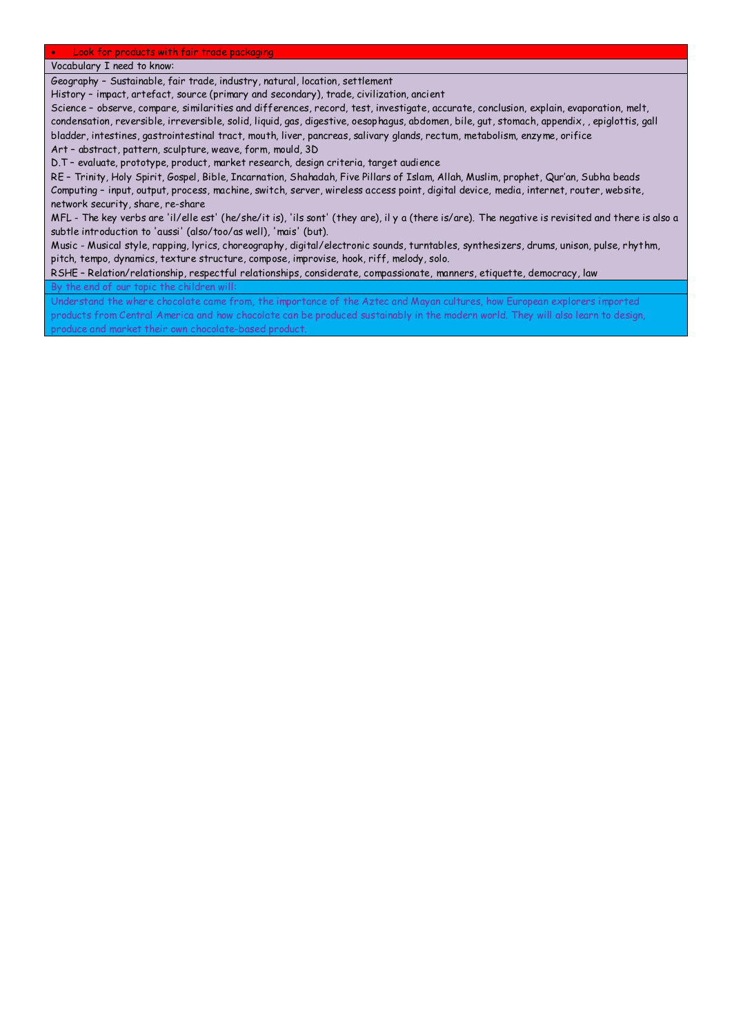- Look for products with fair trade packaging

Vocabulary I need to know:

Geography – Sustainable, fair trade, industry, natural, location, settlement

History – impact, artefact, source (primary and secondary), trade, civilization, ancient

Science – observe, compare, similarities and differences, record, test, investigate, accurate, conclusion, explain, evaporation, melt, condensation, reversible, irreversible, solid, liquid, gas, digestive, oesophagus, abdomen, bile, gut, stomach, appendix, , epiglottis, gall bladder, intestines, gastrointestinal tract, mouth, liver, pancreas, salivary glands, rectum, metabolism, enzyme, orifice

Art – abstract, pattern, sculpture, weave, form, mould, 3D

D.T – evaluate, prototype, product, market research, design criteria, target audience

RE – Trinity, Holy Spirit, Gospel, Bible, Incarnation, Shahadah, Five Pillars of Islam, Allah, Muslim, prophet, Qur'an, Subha beads

Computing – input, output, process, machine, switch, server, wireless access point, digital device, media, internet, router, website, network security, share, re-share

MFL - The key verbs are 'il/elle est' (he/she/it is), 'ils sont' (they are), il y a (there is/are). The negative is revisited and there is also a subtle introduction to 'aussi' (also/too/as well), 'mais' (but).

Music - Musical style, rapping, lyrics, choreography, digital/electronic sounds, turntables, synthesizers, drums, unison, pulse, rhythm, pitch, tempo, dynamics, texture structure, compose, improvise, hook, riff, melody, solo.

RSHE – Relation/relationship, respectful relationships, considerate, compassionate, manners, etiquette, democracy, law

By the end of our topic the children will:

Understand the where chocolate came from, the importance of the Aztec and Mayan cultures, how European explorers imported products from Central America and how chocolate can be produced sustainably in the modern world. They will also learn to design, produce and market their own chocolate-based product.